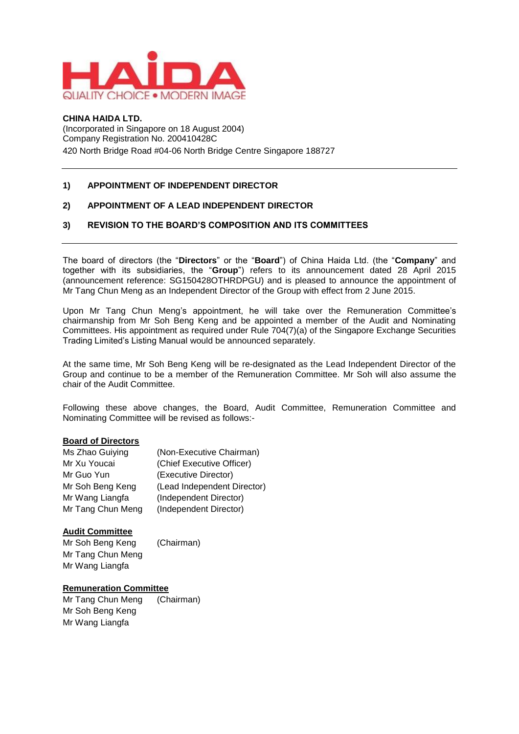**CHINA HAIDA LTD.**
(Incorporated in Singapore on 18 August 2004)
Company Registration No. 200410428C
420 North Bridge Road #04-06 North Bridge Centre Singapore 188727

---

**1) APPOINTMENT OF INDEPENDENT DIRECTOR**

**2) APPOINTMENT OF A LEAD INDEPENDENT DIRECTOR**

**3) REVISION TO THE BOARD'S COMPOSITION AND ITS COMMITTEES**

---

The board of directors (the "**Directors**" or the "**Board**") of China Haida Ltd. (the "**Company**" and together with its subsidiaries, the "**Group**") refers to its announcement dated 28 April 2015 (announcement reference: SG150428OTHRDPGU) and is pleased to announce the appointment of Mr Tang Chun Meng as an Independent Director of the Group with effect from 2 June 2015.

Upon Mr Tang Chun Meng's appointment, he will take over the Remuneration Committee's chairmanship from Mr Soh Beng Keng and be appointed a member of the Audit and Nominating Committees. His appointment as required under Rule 704(7)(a) of the Singapore Exchange Securities Trading Limited's Listing Manual would be announced separately.

At the same time, Mr Soh Beng Keng will be re-designated as the Lead Independent Director of the Group and continue to be a member of the Remuneration Committee. Mr Soh will also assume the chair of the Audit Committee.

Following these above changes, the Board, Audit Committee, Remuneration Committee and Nominating Committee will be revised as follows:-

**Board of Directors**

| | |
|---|---|
| Ms Zhao Guiying | (Non-Executive Chairman) |
| Mr Xu Youcai | (Chief Executive Officer) |
| Mr Guo Yun | (Executive Director) |
| Mr Soh Beng Keng | (Lead Independent Director) |
| Mr Wang Liangfa | (Independent Director) |
| Mr Tang Chun Meng | (Independent Director) |

**Audit Committee**

| | |
|---|---|
| Mr Soh Beng Keng | (Chairman) |
| Mr Tang Chun Meng | |
| Mr Wang Liangfa | |

**Remuneration Committee**

| | |
|---|---|
| Mr Tang Chun Meng | (Chairman) |
| Mr Soh Beng Keng | |
| Mr Wang Liangfa | |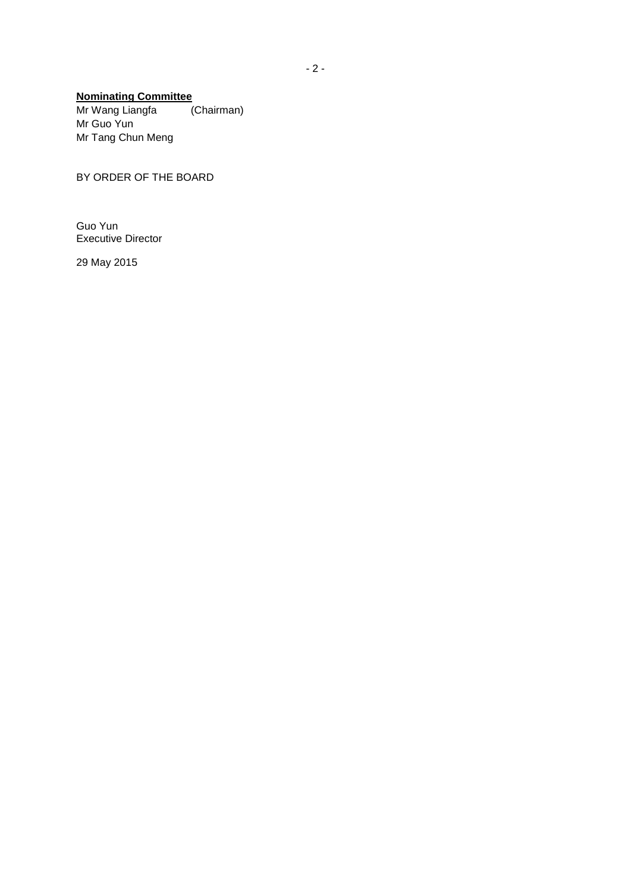**Nominating Committee**

Mr Wang Liangfa (Chairman)
Mr Guo Yun
Mr Tang Chun Meng

BY ORDER OF THE BOARD

Guo Yun
Executive Director

29 May 2015